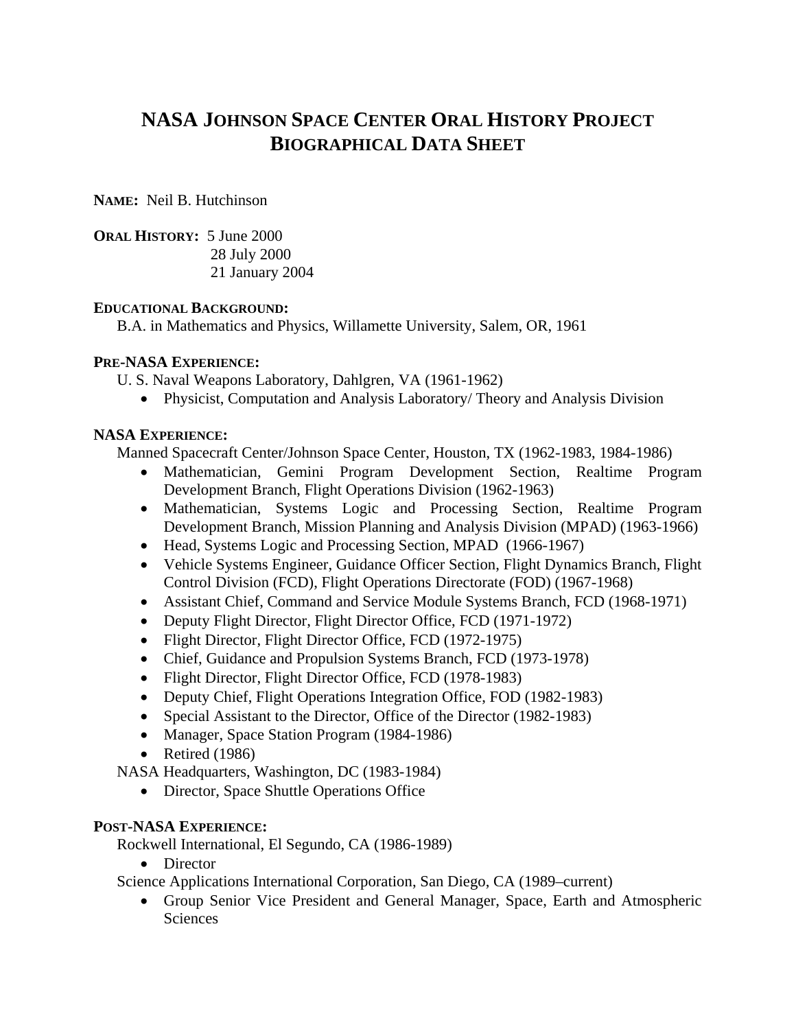# NASA JOHNSON SPACE CENTER ORAL HISTORY PROJECT
# BIOGRAPHICAL DATA SHEET

**NAME:** Neil B. Hutchinson

**ORAL HISTORY:** 5 June 2000
28 July 2000
21 January 2004

**EDUCATIONAL BACKGROUND:**

B.A. in Mathematics and Physics, Willamette University, Salem, OR, 1961

**PRE-NASA EXPERIENCE:**

U. S. Naval Weapons Laboratory, Dahlgren, VA (1961-1962)

- Physicist, Computation and Analysis Laboratory/ Theory and Analysis Division

**NASA EXPERIENCE:**

Manned Spacecraft Center/Johnson Space Center, Houston, TX (1962-1983, 1984-1986)

- Mathematician, Gemini Program Development Section, Realtime Program Development Branch, Flight Operations Division (1962-1963)
- Mathematician, Systems Logic and Processing Section, Realtime Program Development Branch, Mission Planning and Analysis Division (MPAD) (1963-1966)
- Head, Systems Logic and Processing Section, MPAD (1966-1967)
- Vehicle Systems Engineer, Guidance Officer Section, Flight Dynamics Branch, Flight Control Division (FCD), Flight Operations Directorate (FOD) (1967-1968)
- Assistant Chief, Command and Service Module Systems Branch, FCD (1968-1971)
- Deputy Flight Director, Flight Director Office, FCD (1971-1972)
- Flight Director, Flight Director Office, FCD (1972-1975)
- Chief, Guidance and Propulsion Systems Branch, FCD (1973-1978)
- Flight Director, Flight Director Office, FCD (1978-1983)
- Deputy Chief, Flight Operations Integration Office, FOD (1982-1983)
- Special Assistant to the Director, Office of the Director (1982-1983)
- Manager, Space Station Program (1984-1986)
- Retired (1986)

NASA Headquarters, Washington, DC (1983-1984)

- Director, Space Shuttle Operations Office

**POST-NASA EXPERIENCE:**

Rockwell International, El Segundo, CA (1986-1989)

- Director

Science Applications International Corporation, San Diego, CA (1989–current)

- Group Senior Vice President and General Manager, Space, Earth and Atmospheric Sciences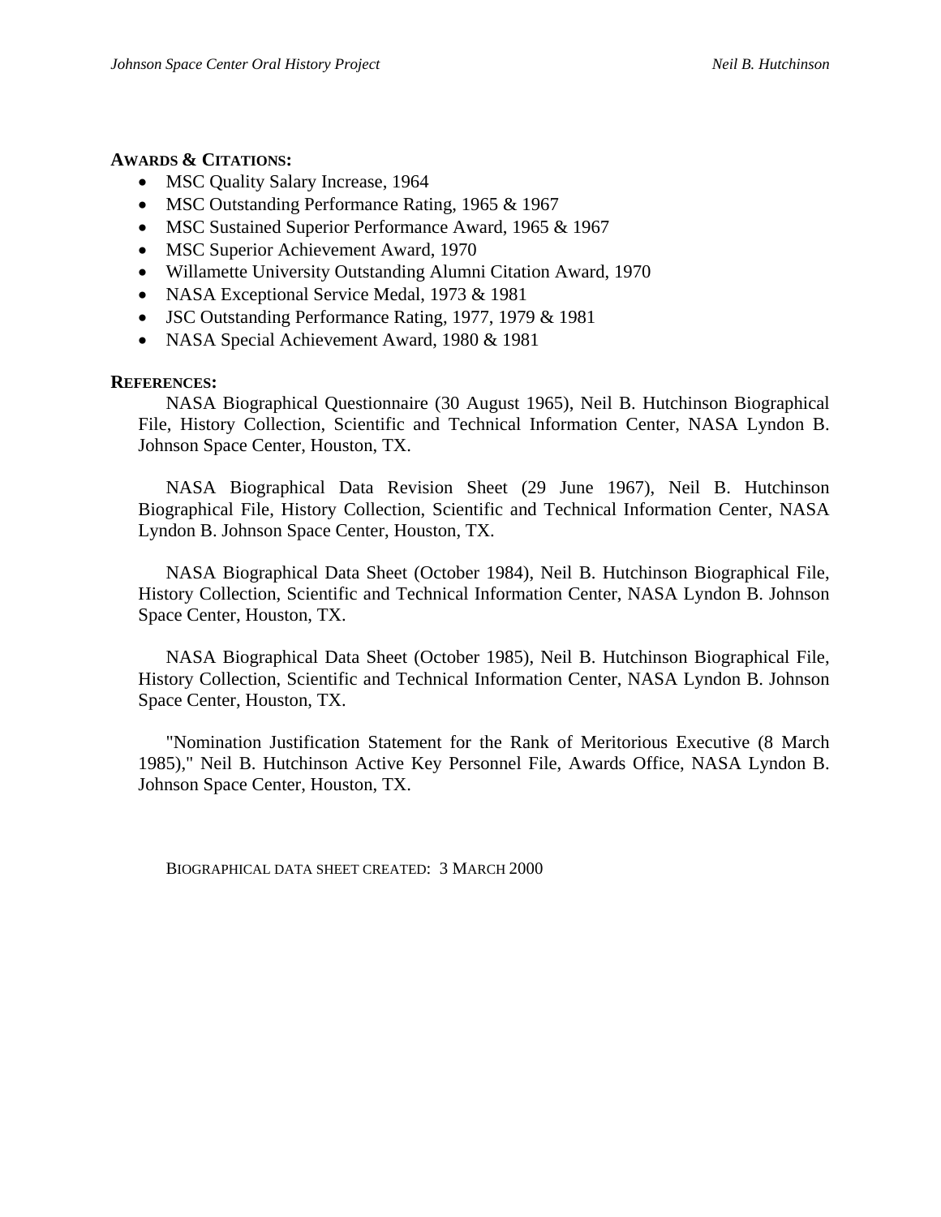**AWARDS & CITATIONS:**

- MSC Quality Salary Increase, 1964
- MSC Outstanding Performance Rating, 1965 & 1967
- MSC Sustained Superior Performance Award, 1965 & 1967
- MSC Superior Achievement Award, 1970
- Willamette University Outstanding Alumni Citation Award, 1970
- NASA Exceptional Service Medal, 1973 & 1981
- JSC Outstanding Performance Rating, 1977, 1979 & 1981
- NASA Special Achievement Award, 1980 & 1981

**REFERENCES:**

NASA Biographical Questionnaire (30 August 1965), Neil B. Hutchinson Biographical File, History Collection, Scientific and Technical Information Center, NASA Lyndon B. Johnson Space Center, Houston, TX.

NASA Biographical Data Revision Sheet (29 June 1967), Neil B. Hutchinson Biographical File, History Collection, Scientific and Technical Information Center, NASA Lyndon B. Johnson Space Center, Houston, TX.

NASA Biographical Data Sheet (October 1984), Neil B. Hutchinson Biographical File, History Collection, Scientific and Technical Information Center, NASA Lyndon B. Johnson Space Center, Houston, TX.

NASA Biographical Data Sheet (October 1985), Neil B. Hutchinson Biographical File, History Collection, Scientific and Technical Information Center, NASA Lyndon B. Johnson Space Center, Houston, TX.

"Nomination Justification Statement for the Rank of Meritorious Executive (8 March 1985)," Neil B. Hutchinson Active Key Personnel File, Awards Office, NASA Lyndon B. Johnson Space Center, Houston, TX.

BIOGRAPHICAL DATA SHEET CREATED: 3 MARCH 2000